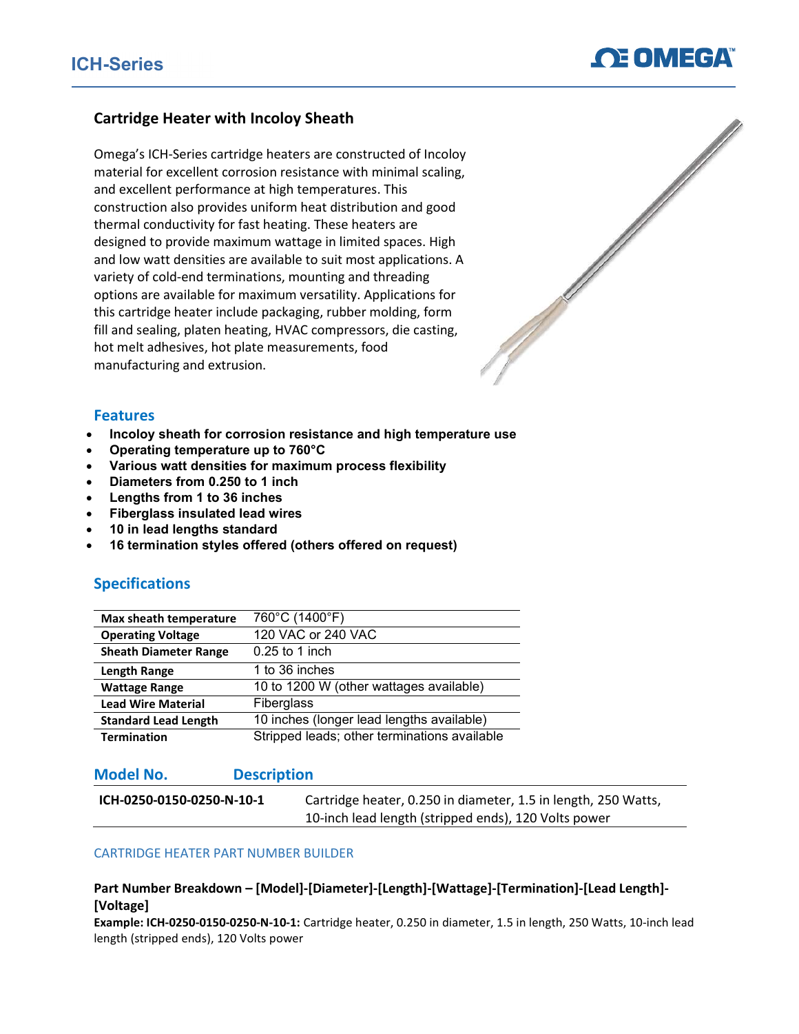# ICH-Series

## Cartridge Heater with Incoloy Sheath

Omega's ICH-Series cartridge heaters are constructed of Incoloy material for excellent corrosion resistance with minimal scaling, and excellent performance at high temperatures. This construction also provides uniform heat distribution and good thermal conductivity for fast heating. These heaters are designed to provide maximum wattage in limited spaces. High and low watt densities are available to suit most applications. A variety of cold-end terminations, mounting and threading options are available for maximum versatility. Applications for this cartridge heater include packaging, rubber molding, form fill and sealing, platen heating, HVAC compressors, die casting, hot melt adhesives, hot plate measurements, food manufacturing and extrusion.

### Features

- **Incoloy sheath for corrosion resistance and high temperature use**
- **Operating temperature up to 760°C**
- **Various watt densities for maximum process flexibility**
- **Diameters from 0.250 to 1 inch**
- **Lengths from 1 to 36 inches**
- **Fiberglass insulated lead wires**
- **10 in lead lengths standard**
- **16 termination styles offered (others offered on request)**

### Specifications

| | |
|---|---|
| **Max sheath temperature** | 760°C (1400°F) |
| **Operating Voltage** | 120 VAC or 240 VAC |
| **Sheath Diameter Range** | 0.25 to 1 inch |
| **Length Range** | 1 to 36 inches |
| **Wattage Range** | 10 to 1200 W (other wattages available) |
| **Lead Wire Material** | Fiberglass |
| **Standard Lead Length** | 10 inches (longer lead lengths available) |
| **Termination** | Stripped leads; other terminations available |

| Model No. | Description |
|---|---|
| **ICH-0250-0150-0250-N-10-1** | Cartridge heater, 0.250 in diameter, 1.5 in length, 250 Watts, 10-inch lead length (stripped ends), 120 Volts power |

CARTRIDGE HEATER PART NUMBER BUILDER

**Part Number Breakdown – [Model]-[Diameter]-[Length]-[Wattage]-[Termination]-[Lead Length]-[Voltage]**

**Example: ICH-0250-0150-0250-N-10-1:** Cartridge heater, 0.250 in diameter, 1.5 in length, 250 Watts, 10-inch lead length (stripped ends), 120 Volts power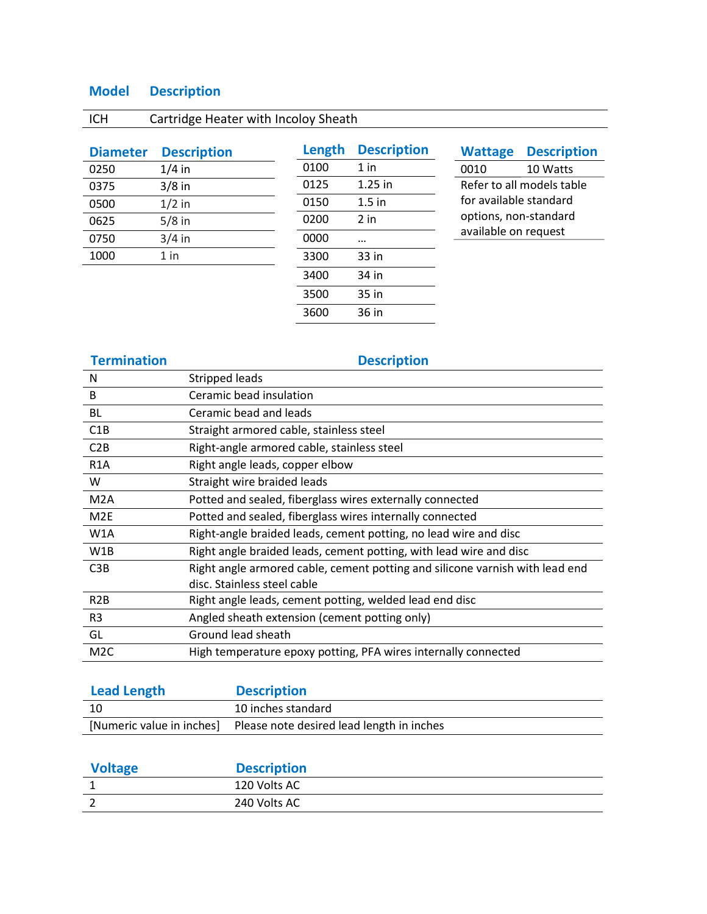| Model | Description |
|---|---|
| ICH | Cartridge Heater with Incoloy Sheath |

| Diameter | Description |
|---|---|
| 0250 | 1/4 in |
| 0375 | 3/8 in |
| 0500 | 1/2 in |
| 0625 | 5/8 in |
| 0750 | 3/4 in |
| 1000 | 1 in |

| Length | Description |
|---|---|
| 0100 | 1 in |
| 0125 | 1.25 in |
| 0150 | 1.5 in |
| 0200 | 2 in |
| 0000 | … |
| 3300 | 33 in |
| 3400 | 34 in |
| 3500 | 35 in |
| 3600 | 36 in |

| Wattage | Description |
|---|---|
| 0010 | 10 Watts |
| Refer to all models table for available standard options, non-standard available on request | |

| Termination | Description |
|---|---|
| N | Stripped leads |
| B | Ceramic bead insulation |
| BL | Ceramic bead and leads |
| C1B | Straight armored cable, stainless steel |
| C2B | Right-angle armored cable, stainless steel |
| R1A | Right angle leads, copper elbow |
| W | Straight wire braided leads |
| M2A | Potted and sealed, fiberglass wires externally connected |
| M2E | Potted and sealed, fiberglass wires internally connected |
| W1A | Right-angle braided leads, cement potting, no lead wire and disc |
| W1B | Right angle braided leads, cement potting, with lead wire and disc |
| C3B | Right angle armored cable, cement potting and silicone varnish with lead end disc. Stainless steel cable |
| R2B | Right angle leads, cement potting, welded lead end disc |
| R3 | Angled sheath extension (cement potting only) |
| GL | Ground lead sheath |
| M2C | High temperature epoxy potting, PFA wires internally connected |

| Lead Length | Description |
|---|---|
| 10 | 10 inches standard |
| [Numeric value in inches] | Please note desired lead length in inches |

| Voltage | Description |
|---|---|
| 1 | 120 Volts AC |
| 2 | 240 Volts AC |